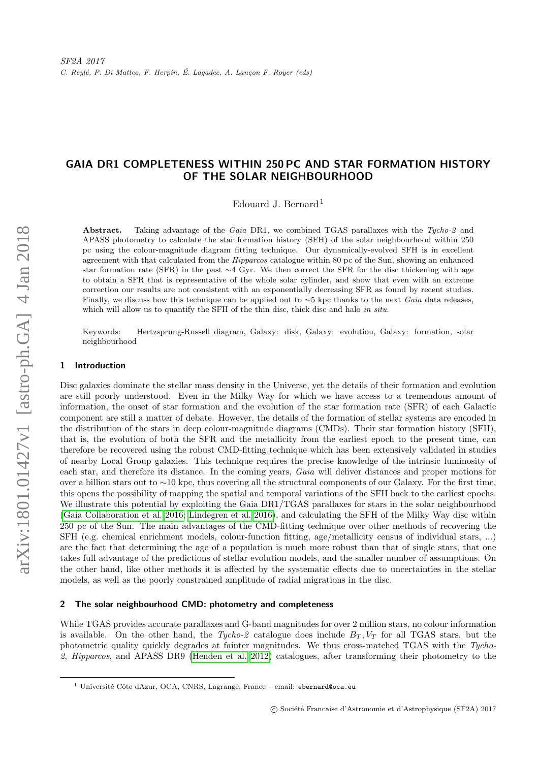# GAIA DR1 COMPLETENESS WITHIN 250 PC AND STAR FORMATION HISTORY OF THE SOLAR NEIGHBOURHOOD

Edouard J. Bernard[1]

**Abstract.** Taking advantage of the *Gaia* DR1, we combined TGAS parallaxes with the *Tycho-2* and APASS photometry to calculate the star formation history (SFH) of the solar neighbourhood within 250 pc using the colour-magnitude diagram fitting technique. Our dynamically-evolved SFH is in excellent agreement with that calculated from the *Hipparcos* catalogue within 80 pc of the Sun, showing an enhanced star formation rate (SFR) in the past ∼4 Gyr. We then correct the SFR for the disc thickening with age to obtain a SFR that is representative of the whole solar cylinder, and show that even with an extreme correction our results are not consistent with an exponentially decreasing SFR as found by recent studies. Finally, we discuss how this technique can be applied out to ∼5 kpc thanks to the next *Gaia* data releases, which will allow us to quantify the SFH of the thin disc, thick disc and halo *in situ*.

Keywords: Hertzsprung-Russell diagram, Galaxy: disk, Galaxy: evolution, Galaxy: formation, solar neighbourhood

## 1 Introduction

Disc galaxies dominate the stellar mass density in the Universe, yet the details of their formation and evolution are still poorly understood. Even in the Milky Way for which we have access to a tremendous amount of information, the onset of star formation and the evolution of the star formation rate (SFR) of each Galactic component are still a matter of debate. However, the details of the formation of stellar systems are encoded in the distribution of the stars in deep colour-magnitude diagrams (CMDs). Their star formation history (SFH), that is, the evolution of both the SFR and the metallicity from the earliest epoch to the present time, can therefore be recovered using the robust CMD-fitting technique which has been extensively validated in studies of nearby Local Group galaxies. This technique requires the precise knowledge of the intrinsic luminosity of each star, and therefore its distance. In the coming years, *Gaia* will deliver distances and proper motions for over a billion stars out to ∼10 kpc, thus covering all the structural components of our Galaxy. For the first time, this opens the possibility of mapping the spatial and temporal variations of the SFH back to the earliest epochs. We illustrate this potential by exploiting the Gaia DR1/TGAS parallaxes for stars in the solar neighbourhood (Gaia Collaboration et al. 2016; Lindegren et al. 2016), and calculating the SFH of the Milky Way disc within 250 pc of the Sun. The main advantages of the CMD-fitting technique over other methods of recovering the SFH (e.g. chemical enrichment models, colour-function fitting, age/metallicity census of individual stars, ...) are the fact that determining the age of a population is much more robust than that of single stars, that one takes full advantage of the predictions of stellar evolution models, and the smaller number of assumptions. On the other hand, like other methods it is affected by the systematic effects due to uncertainties in the stellar models, as well as the poorly constrained amplitude of radial migrations in the disc.

## 2 The solar neighbourhood CMD: photometry and completeness

While TGAS provides accurate parallaxes and G-band magnitudes for over 2 million stars, no colour information is available. On the other hand, the *Tycho-2* catalogue does include $B_T, V_T$ for all TGAS stars, but the photometric quality quickly degrades at fainter magnitudes. We thus cross-matched TGAS with the *Tycho-2*, *Hipparcos*, and APASS DR9 (Henden et al. 2012) catalogues, after transforming their photometry to the

[1] Université Côte dAzur, OCA, CNRS, Lagrange, France – email: ebernard@oca.eu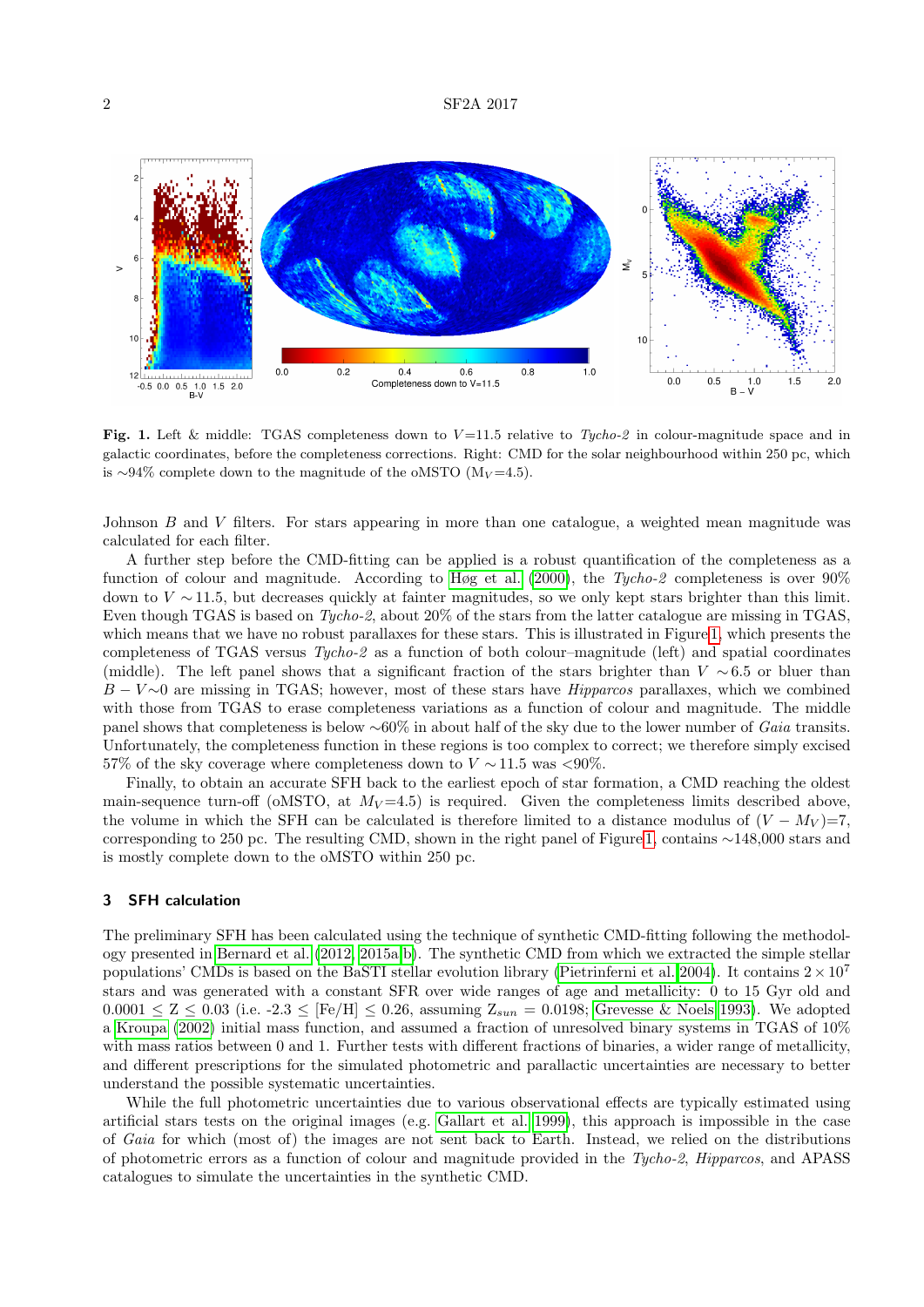**Fig. 1.** Left & middle: TGAS completeness down to $V$=11.5 relative to *Tycho-2* in colour-magnitude space and in galactic coordinates, before the completeness corrections. Right: CMD for the solar neighbourhood within 250 pc, which is ∼94% complete down to the magnitude of the oMSTO ($M_V$=4.5).

Johnson $B$ and $V$ filters. For stars appearing in more than one catalogue, a weighted mean magnitude was calculated for each filter.

A further step before the CMD-fitting can be applied is a robust quantification of the completeness as a function of colour and magnitude. According to Høg et al. (2000), the *Tycho-2* completeness is over 90% down to $V$ ∼11.5, but decreases quickly at fainter magnitudes, so we only kept stars brighter than this limit. Even though TGAS is based on *Tycho-2*, about 20% of the stars from the latter catalogue are missing in TGAS, which means that we have no robust parallaxes for these stars. This is illustrated in Figure 1, which presents the completeness of TGAS versus *Tycho-2* as a function of both colour–magnitude (left) and spatial coordinates (middle). The left panel shows that a significant fraction of the stars brighter than $V$ ∼6.5 or bluer than $B-V$∼0 are missing in TGAS; however, most of these stars have *Hipparcos* parallaxes, which we combined with those from TGAS to erase completeness variations as a function of colour and magnitude. The middle panel shows that completeness is below ∼60% in about half of the sky due to the lower number of *Gaia* transits. Unfortunately, the completeness function in these regions is too complex to correct; we therefore simply excised 57% of the sky coverage where completeness down to $V$ ∼11.5 was <90%.

Finally, to obtain an accurate SFH back to the earliest epoch of star formation, a CMD reaching the oldest main-sequence turn-off (oMSTO, at $M_V$=4.5) is required. Given the completeness limits described above, the volume in which the SFH can be calculated is therefore limited to a distance modulus of $(V-M_V)$=7, corresponding to 250 pc. The resulting CMD, shown in the right panel of Figure 1, contains ∼148,000 stars and is mostly complete down to the oMSTO within 250 pc.

## 3 SFH calculation

The preliminary SFH has been calculated using the technique of synthetic CMD-fitting following the methodology presented in Bernard et al. (2012, 2015a,b). The synthetic CMD from which we extracted the simple stellar populations' CMDs is based on the BaSTI stellar evolution library (Pietrinferni et al. 2004). It contains $2\times10^7$ stars and was generated with a constant SFR over wide ranges of age and metallicity: 0 to 15 Gyr old and $0.0001 \leq Z \leq 0.03$ (i.e. -2.3 ≤ [Fe/H] ≤ 0.26, assuming $Z_{sun}$ = 0.0198; Grevesse & Noels 1993). We adopted a Kroupa (2002) initial mass function, and assumed a fraction of unresolved binary systems in TGAS of 10% with mass ratios between 0 and 1. Further tests with different fractions of binaries, a wider range of metallicity, and different prescriptions for the simulated photometric and parallactic uncertainties are necessary to better understand the possible systematic uncertainties.

While the full photometric uncertainties due to various observational effects are typically estimated using artificial stars tests on the original images (e.g. Gallart et al. 1999), this approach is impossible in the case of *Gaia* for which (most of) the images are not sent back to Earth. Instead, we relied on the distributions of photometric errors as a function of colour and magnitude provided in the *Tycho-2*, *Hipparcos*, and APASS catalogues to simulate the uncertainties in the synthetic CMD.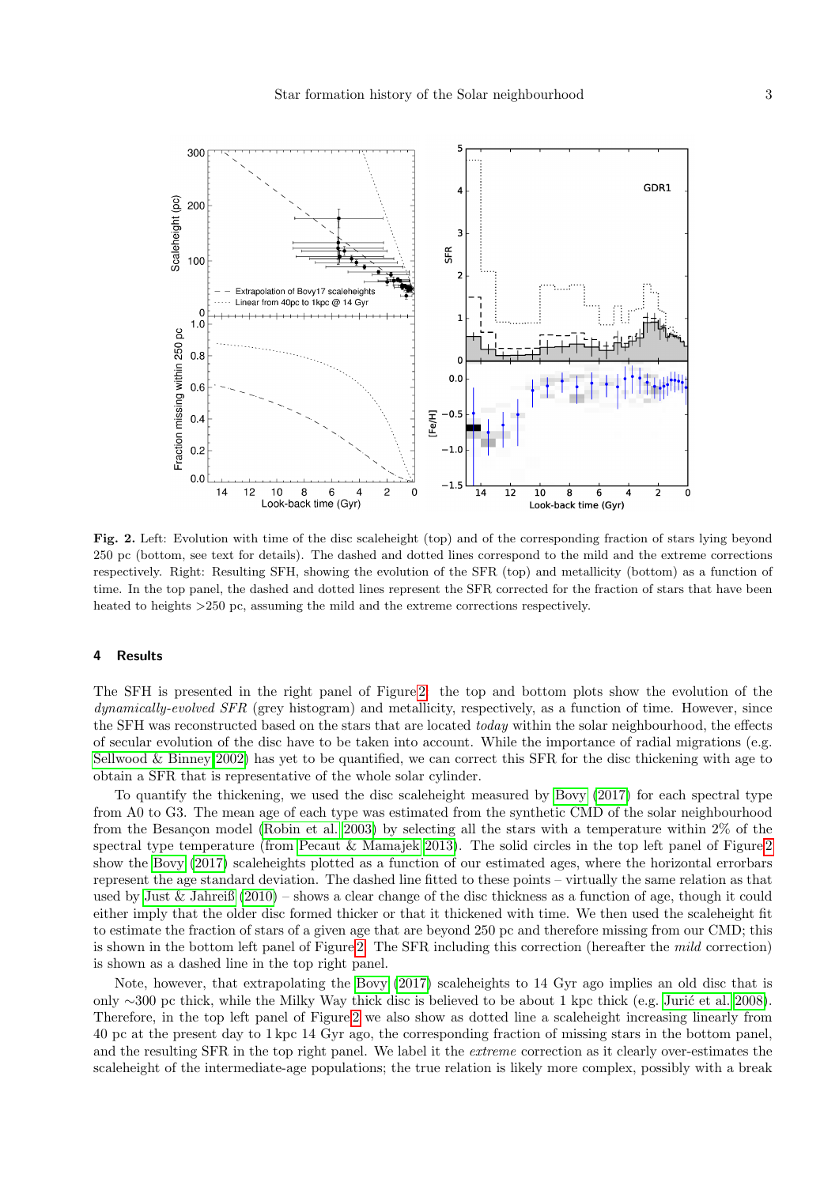**Fig. 2.** Left: Evolution with time of the disc scaleheight (top) and of the corresponding fraction of stars lying beyond 250 pc (bottom, see text for details). The dashed and dotted lines correspond to the mild and the extreme corrections respectively. Right: Resulting SFH, showing the evolution of the SFR (top) and metallicity (bottom) as a function of time. In the top panel, the dashed and dotted lines represent the SFR corrected for the fraction of stars that have been heated to heights >250 pc, assuming the mild and the extreme corrections respectively.

## 4 Results

The SFH is presented in the right panel of Figure 2: the top and bottom plots show the evolution of the *dynamically-evolved SFR* (grey histogram) and metallicity, respectively, as a function of time. However, since the SFH was reconstructed based on the stars that are located *today* within the solar neighbourhood, the effects of secular evolution of the disc have to be taken into account. While the importance of radial migrations (e.g. Sellwood & Binney 2002) has yet to be quantified, we can correct this SFR for the disc thickening with age to obtain a SFR that is representative of the whole solar cylinder.

To quantify the thickening, we used the disc scaleheight measured by Bovy (2017) for each spectral type from A0 to G3. The mean age of each type was estimated from the synthetic CMD of the solar neighbourhood from the Besançon model (Robin et al. 2003) by selecting all the stars with a temperature within 2% of the spectral type temperature (from Pecaut & Mamajek 2013). The solid circles in the top left panel of Figure 2 show the Bovy (2017) scaleheights plotted as a function of our estimated ages, where the horizontal errorbars represent the age standard deviation. The dashed line fitted to these points – virtually the same relation as that used by Just & Jahreiß (2010) – shows a clear change of the disc thickness as a function of age, though it could either imply that the older disc formed thicker or that it thickened with time. We then used the scaleheight fit to estimate the fraction of stars of a given age that are beyond 250 pc and therefore missing from our CMD; this is shown in the bottom left panel of Figure 2. The SFR including this correction (hereafter the *mild* correction) is shown as a dashed line in the top right panel.

Note, however, that extrapolating the Bovy (2017) scaleheights to 14 Gyr ago implies an old disc that is only ∼300 pc thick, while the Milky Way thick disc is believed to be about 1 kpc thick (e.g. Jurić et al. 2008). Therefore, in the top left panel of Figure 2 we also show as dotted line a scaleheight increasing linearly from 40 pc at the present day to 1 kpc 14 Gyr ago, the corresponding fraction of missing stars in the bottom panel, and the resulting SFR in the top right panel. We label it the *extreme* correction as it clearly over-estimates the scaleheight of the intermediate-age populations; the true relation is likely more complex, possibly with a break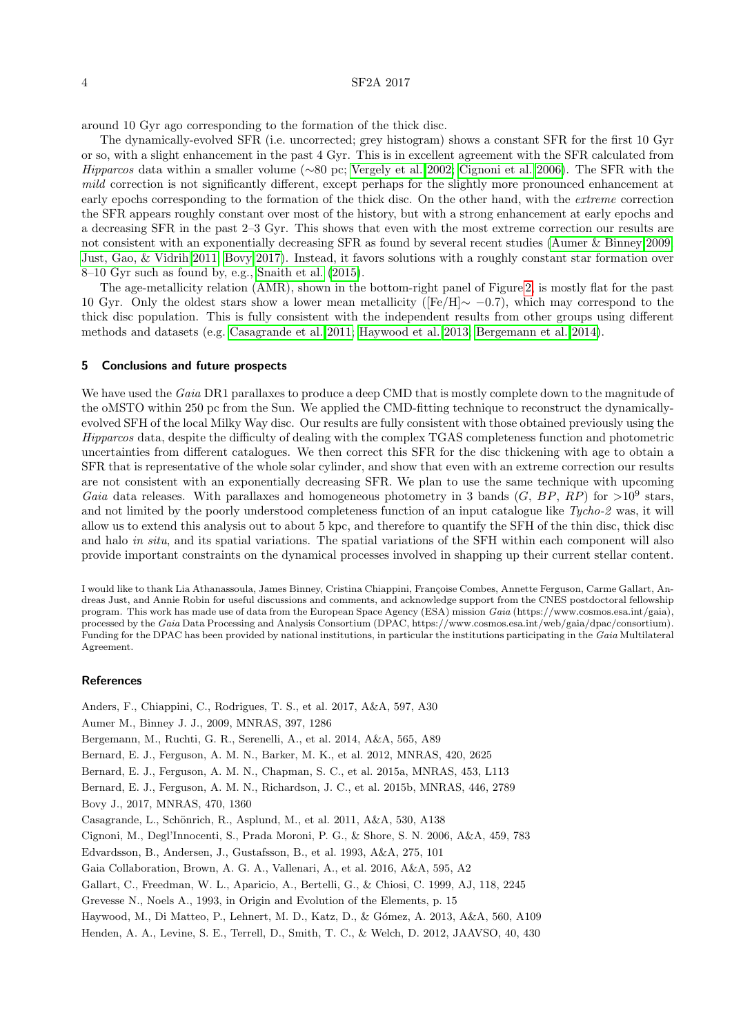around 10 Gyr ago corresponding to the formation of the thick disc.

The dynamically-evolved SFR (i.e. uncorrected; grey histogram) shows a constant SFR for the first 10 Gyr or so, with a slight enhancement in the past 4 Gyr. This is in excellent agreement with the SFR calculated from *Hipparcos* data within a smaller volume ($\sim$80 pc; Vergely et al. 2002; Cignoni et al. 2006). The SFR with the *mild* correction is not significantly different, except perhaps for the slightly more pronounced enhancement at early epochs corresponding to the formation of the thick disc. On the other hand, with the *extreme* correction the SFR appears roughly constant over most of the history, but with a strong enhancement at early epochs and a decreasing SFR in the past 2–3 Gyr. This shows that even with the most extreme correction our results are not consistent with an exponentially decreasing SFR as found by several recent studies (Aumer & Binney 2009; Just, Gao, & Vidrih 2011; Bovy 2017). Instead, it favors solutions with a roughly constant star formation over 8–10 Gyr such as found by, e.g., Snaith et al. (2015).

The age-metallicity relation (AMR), shown in the bottom-right panel of Figure 2, is mostly flat for the past 10 Gyr. Only the oldest stars show a lower mean metallicity ([Fe/H]$\sim -0.7$), which may correspond to the thick disc population. This is fully consistent with the independent results from other groups using different methods and datasets (e.g. Casagrande et al. 2011; Haywood et al. 2013; Bergemann et al. 2014).

## 5 Conclusions and future prospects

We have used the *Gaia* DR1 parallaxes to produce a deep CMD that is mostly complete down to the magnitude of the oMSTO within 250 pc from the Sun. We applied the CMD-fitting technique to reconstruct the dynamically-evolved SFH of the local Milky Way disc. Our results are fully consistent with those obtained previously using the *Hipparcos* data, despite the difficulty of dealing with the complex TGAS completeness function and photometric uncertainties from different catalogues. We then correct this SFR for the disc thickening with age to obtain a SFR that is representative of the whole solar cylinder, and show that even with an extreme correction our results are not consistent with an exponentially decreasing SFR. We plan to use the same technique with upcoming *Gaia* data releases. With parallaxes and homogeneous photometry in 3 bands ($G$, $BP$, $RP$) for $>10^9$ stars, and not limited by the poorly understood completeness function of an input catalogue like *Tycho-2* was, it will allow us to extend this analysis out to about 5 kpc, and therefore to quantify the SFH of the thin disc, thick disc and halo *in situ*, and its spatial variations. The spatial variations of the SFH within each component will also provide important constraints on the dynamical processes involved in shapping up their current stellar content.

I would like to thank Lia Athanassoula, James Binney, Cristina Chiappini, Françoise Combes, Annette Ferguson, Carme Gallart, Andreas Just, and Annie Robin for useful discussions and comments, and acknowledge support from the CNES postdoctoral fellowship program. This work has made use of data from the European Space Agency (ESA) mission *Gaia* (https://www.cosmos.esa.int/gaia), processed by the *Gaia* Data Processing and Analysis Consortium (DPAC, https://www.cosmos.esa.int/web/gaia/dpac/consortium). Funding for the DPAC has been provided by national institutions, in particular the institutions participating in the *Gaia* Multilateral Agreement.

## References

Anders, F., Chiappini, C., Rodrigues, T. S., et al. 2017, A&A, 597, A30

Aumer M., Binney J. J., 2009, MNRAS, 397, 1286

Bergemann, M., Ruchti, G. R., Serenelli, A., et al. 2014, A&A, 565, A89

Bernard, E. J., Ferguson, A. M. N., Barker, M. K., et al. 2012, MNRAS, 420, 2625

Bernard, E. J., Ferguson, A. M. N., Chapman, S. C., et al. 2015a, MNRAS, 453, L113

Bernard, E. J., Ferguson, A. M. N., Richardson, J. C., et al. 2015b, MNRAS, 446, 2789

Bovy J., 2017, MNRAS, 470, 1360

Casagrande, L., Schönrich, R., Asplund, M., et al. 2011, A&A, 530, A138

Cignoni, M., Degl'Innocenti, S., Prada Moroni, P. G., & Shore, S. N. 2006, A&A, 459, 783

Edvardsson, B., Andersen, J., Gustafsson, B., et al. 1993, A&A, 275, 101

Gaia Collaboration, Brown, A. G. A., Vallenari, A., et al. 2016, A&A, 595, A2

Gallart, C., Freedman, W. L., Aparicio, A., Bertelli, G., & Chiosi, C. 1999, AJ, 118, 2245

Grevesse N., Noels A., 1993, in Origin and Evolution of the Elements, p. 15

Haywood, M., Di Matteo, P., Lehnert, M. D., Katz, D., & Gómez, A. 2013, A&A, 560, A109

Henden, A. A., Levine, S. E., Terrell, D., Smith, T. C., & Welch, D. 2012, JAAVSO, 40, 430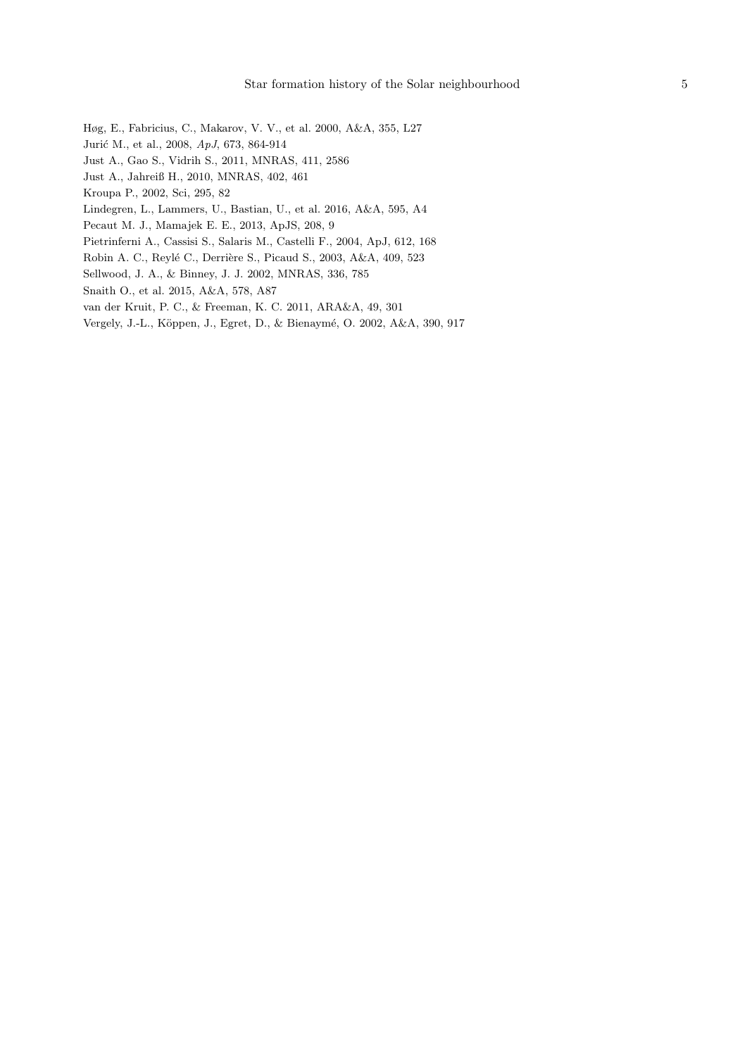Høg, E., Fabricius, C., Makarov, V. V., et al. 2000, A&A, 355, L27

Jurić M., et al., 2008, *ApJ*, 673, 864-914

Just A., Gao S., Vidrih S., 2011, MNRAS, 411, 2586

Just A., Jahreiß H., 2010, MNRAS, 402, 461

Kroupa P., 2002, Sci, 295, 82

Lindegren, L., Lammers, U., Bastian, U., et al. 2016, A&A, 595, A4

Pecaut M. J., Mamajek E. E., 2013, ApJS, 208, 9

Pietrinferni A., Cassisi S., Salaris M., Castelli F., 2004, ApJ, 612, 168

Robin A. C., Reylé C., Derrière S., Picaud S., 2003, A&A, 409, 523

Sellwood, J. A., & Binney, J. J. 2002, MNRAS, 336, 785

Snaith O., et al. 2015, A&A, 578, A87

van der Kruit, P. C., & Freeman, K. C. 2011, ARA&A, 49, 301

Vergely, J.-L., Köppen, J., Egret, D., & Bienaymé, O. 2002, A&A, 390, 917